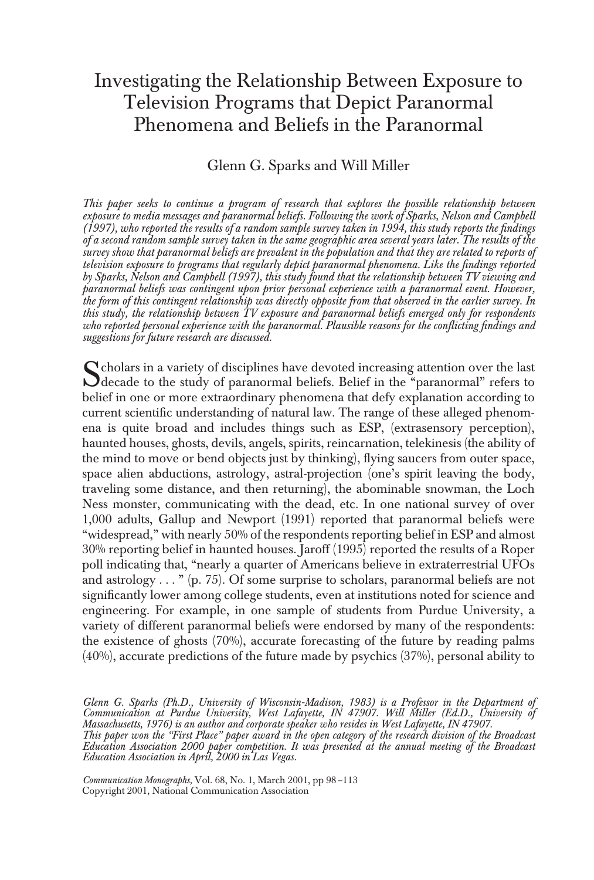# Investigating the Relationship Between Exposure to Television Programs that Depict Paranormal Phenomena and Beliefs in the Paranormal

Glenn G. Sparks and Will Miller

*This paper seeks to continue a program of research that explores the possible relationship between exposure to media messages and paranormal beliefs. Following the work of Sparks, Nelson and Campbell (1997), who reported the results of a random sample survey taken in 1994, this study reports the findings of a second random sample survey taken in the same geographic area several years later. The results of the survey show that paranormal beliefs are prevalent in the population and that they are related to reports of television exposure to programs that regularly depict paranormal phenomena. Like the findings reported by Sparks, Nelson and Campbell (1997), this study found that the relationship between TV viewing and paranormal beliefs was contingent upon prior personal experience with a paranormal event. However, the form of this contingent relationship was directly opposite from that observed in the earlier survey. In this study, the relationship between TV exposure and paranormal beliefs emerged only for respondents who reported personal experience with the paranormal. Plausible reasons for the conflicting findings and suggestions for future research are discussed.*

Scholars in a variety of disciplines have devoted increasing attention over the last decade to the study of paranormal beliefs. Belief in the "paranormal" refers to belief in one or more extraordinary phenomena that defy explanation according to current scientific understanding of natural law. The range of these alleged phenomena is quite broad and includes things such as ESP, (extrasensory perception), haunted houses, ghosts, devils, angels, spirits, reincarnation, telekinesis (the ability of the mind to move or bend objects just by thinking), flying saucers from outer space, space alien abductions, astrology, astral-projection (one's spirit leaving the body, traveling some distance, and then returning), the abominable snowman, the Loch Ness monster, communicating with the dead, etc. In one national survey of over 1,000 adults, Gallup and Newport (1991) reported that paranormal beliefs were "widespread," with nearly 50% of the respondents reporting belief in ESP and almost 30% reporting belief in haunted houses. Jaroff (1995) reported the results of a Roper poll indicating that, "nearly a quarter of Americans believe in extraterrestrial UFOs and astrology . . . " (p. 75). Of some surprise to scholars, paranormal beliefs are not significantly lower among college students, even at institutions noted for science and engineering. For example, in one sample of students from Purdue University, a variety of different paranormal beliefs were endorsed by many of the respondents: the existence of ghosts (70%), accurate forecasting of the future by reading palms (40%), accurate predictions of the future made by psychics (37%), personal ability to

*Glenn G. Sparks (Ph.D., University of Wisconsin-Madison, 1983) is a Professor in the Department of Communication at Purdue University, West Lafayette, IN 47907. Will Miller (Ed.D., University of Massachusetts, 1976) is an author and corporate speaker who resides in West Lafayette, IN 47907.*
*This paper won the "First Place" paper award in the open category of the research division of the Broadcast Education Association 2000 paper competition. It was presented at the annual meeting of the Broadcast Education Association in April, 2000 in Las Vegas.*

*Communication Monographs*, Vol. 68, No. 1, March 2001, pp 98–113
Copyright 2001, National Communication Association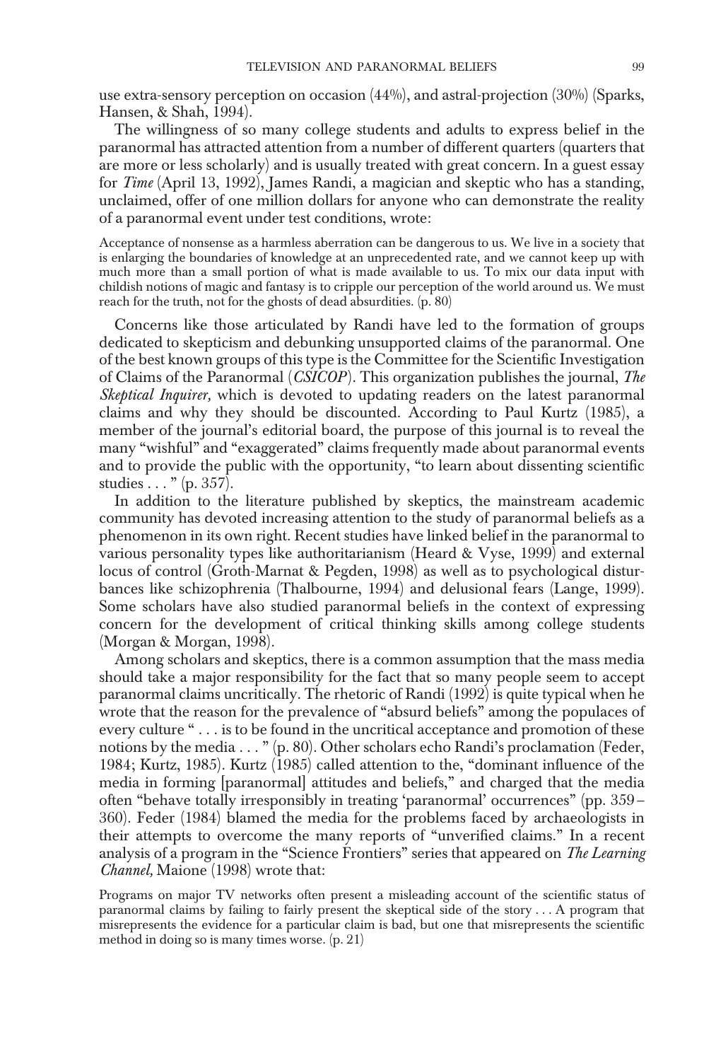use extra-sensory perception on occasion (44%), and astral-projection (30%) (Sparks, Hansen, & Shah, 1994).

The willingness of so many college students and adults to express belief in the paranormal has attracted attention from a number of different quarters (quarters that are more or less scholarly) and is usually treated with great concern. In a guest essay for *Time* (April 13, 1992), James Randi, a magician and skeptic who has a standing, unclaimed, offer of one million dollars for anyone who can demonstrate the reality of a paranormal event under test conditions, wrote:

> Acceptance of nonsense as a harmless aberration can be dangerous to us. We live in a society that is enlarging the boundaries of knowledge at an unprecedented rate, and we cannot keep up with much more than a small portion of what is made available to us. To mix our data input with childish notions of magic and fantasy is to cripple our perception of the world around us. We must reach for the truth, not for the ghosts of dead absurdities. (p. 80)

Concerns like those articulated by Randi have led to the formation of groups dedicated to skepticism and debunking unsupported claims of the paranormal. One of the best known groups of this type is the Committee for the Scientific Investigation of Claims of the Paranormal (*CSICOP*). This organization publishes the journal, *The Skeptical Inquirer,* which is devoted to updating readers on the latest paranormal claims and why they should be discounted. According to Paul Kurtz (1985), a member of the journal's editorial board, the purpose of this journal is to reveal the many "wishful" and "exaggerated" claims frequently made about paranormal events and to provide the public with the opportunity, "to learn about dissenting scientific studies . . . " (p. 357).

In addition to the literature published by skeptics, the mainstream academic community has devoted increasing attention to the study of paranormal beliefs as a phenomenon in its own right. Recent studies have linked belief in the paranormal to various personality types like authoritarianism (Heard & Vyse, 1999) and external locus of control (Groth-Marnat & Pegden, 1998) as well as to psychological disturbances like schizophrenia (Thalbourne, 1994) and delusional fears (Lange, 1999). Some scholars have also studied paranormal beliefs in the context of expressing concern for the development of critical thinking skills among college students (Morgan & Morgan, 1998).

Among scholars and skeptics, there is a common assumption that the mass media should take a major responsibility for the fact that so many people seem to accept paranormal claims uncritically. The rhetoric of Randi (1992) is quite typical when he wrote that the reason for the prevalence of "absurd beliefs" among the populaces of every culture " . . . is to be found in the uncritical acceptance and promotion of these notions by the media . . . " (p. 80). Other scholars echo Randi's proclamation (Feder, 1984; Kurtz, 1985). Kurtz (1985) called attention to the, "dominant influence of the media in forming [paranormal] attitudes and beliefs," and charged that the media often "behave totally irresponsibly in treating 'paranormal' occurrences" (pp. 359–360). Feder (1984) blamed the media for the problems faced by archaeologists in their attempts to overcome the many reports of "unverified claims." In a recent analysis of a program in the "Science Frontiers" series that appeared on *The Learning Channel,* Maione (1998) wrote that:

> Programs on major TV networks often present a misleading account of the scientific status of paranormal claims by failing to fairly present the skeptical side of the story . . . A program that misrepresents the evidence for a particular claim is bad, but one that misrepresents the scientific method in doing so is many times worse. (p. 21)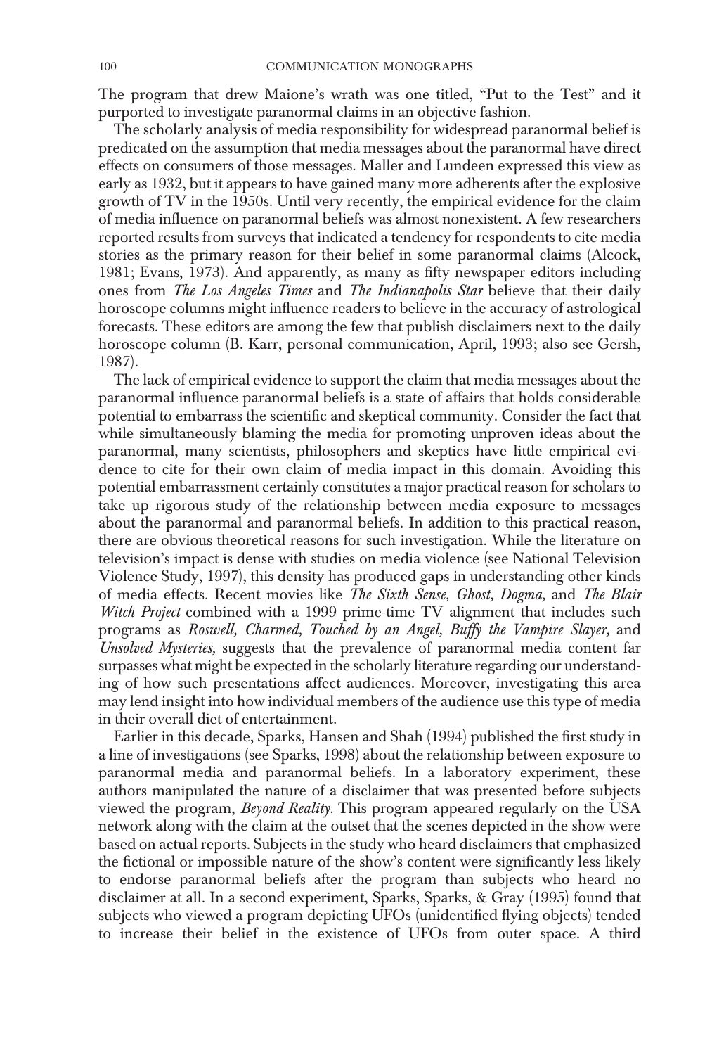The program that drew Maione's wrath was one titled, "Put to the Test" and it purported to investigate paranormal claims in an objective fashion.

The scholarly analysis of media responsibility for widespread paranormal belief is predicated on the assumption that media messages about the paranormal have direct effects on consumers of those messages. Maller and Lundeen expressed this view as early as 1932, but it appears to have gained many more adherents after the explosive growth of TV in the 1950s. Until very recently, the empirical evidence for the claim of media influence on paranormal beliefs was almost nonexistent. A few researchers reported results from surveys that indicated a tendency for respondents to cite media stories as the primary reason for their belief in some paranormal claims (Alcock, 1981; Evans, 1973). And apparently, as many as fifty newspaper editors including ones from *The Los Angeles Times* and *The Indianapolis Star* believe that their daily horoscope columns might influence readers to believe in the accuracy of astrological forecasts. These editors are among the few that publish disclaimers next to the daily horoscope column (B. Karr, personal communication, April, 1993; also see Gersh, 1987).

The lack of empirical evidence to support the claim that media messages about the paranormal influence paranormal beliefs is a state of affairs that holds considerable potential to embarrass the scientific and skeptical community. Consider the fact that while simultaneously blaming the media for promoting unproven ideas about the paranormal, many scientists, philosophers and skeptics have little empirical evidence to cite for their own claim of media impact in this domain. Avoiding this potential embarrassment certainly constitutes a major practical reason for scholars to take up rigorous study of the relationship between media exposure to messages about the paranormal and paranormal beliefs. In addition to this practical reason, there are obvious theoretical reasons for such investigation. While the literature on television's impact is dense with studies on media violence (see National Television Violence Study, 1997), this density has produced gaps in understanding other kinds of media effects. Recent movies like *The Sixth Sense, Ghost, Dogma,* and *The Blair Witch Project* combined with a 1999 prime-time TV alignment that includes such programs as *Roswell, Charmed, Touched by an Angel, Buffy the Vampire Slayer,* and *Unsolved Mysteries,* suggests that the prevalence of paranormal media content far surpasses what might be expected in the scholarly literature regarding our understanding of how such presentations affect audiences. Moreover, investigating this area may lend insight into how individual members of the audience use this type of media in their overall diet of entertainment.

Earlier in this decade, Sparks, Hansen and Shah (1994) published the first study in a line of investigations (see Sparks, 1998) about the relationship between exposure to paranormal media and paranormal beliefs. In a laboratory experiment, these authors manipulated the nature of a disclaimer that was presented before subjects viewed the program, *Beyond Reality*. This program appeared regularly on the USA network along with the claim at the outset that the scenes depicted in the show were based on actual reports. Subjects in the study who heard disclaimers that emphasized the fictional or impossible nature of the show's content were significantly less likely to endorse paranormal beliefs after the program than subjects who heard no disclaimer at all. In a second experiment, Sparks, Sparks, & Gray (1995) found that subjects who viewed a program depicting UFOs (unidentified flying objects) tended to increase their belief in the existence of UFOs from outer space. A third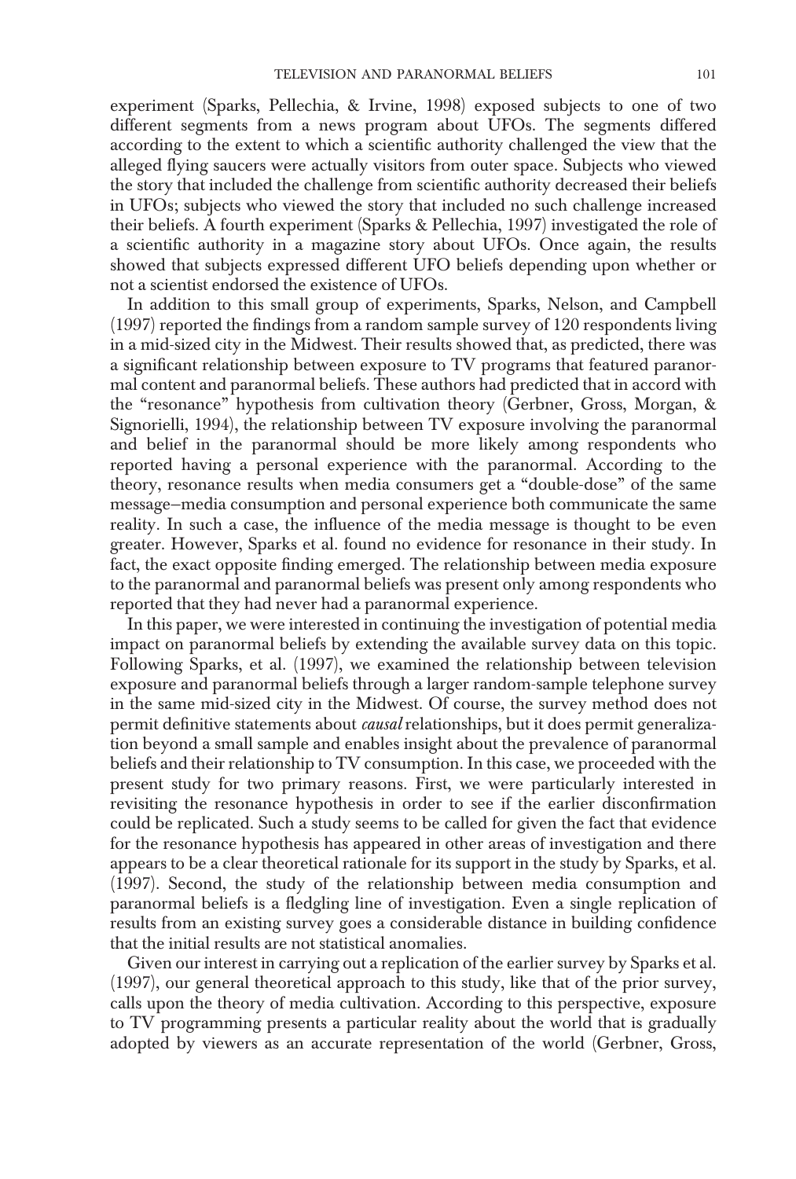experiment (Sparks, Pellechia, & Irvine, 1998) exposed subjects to one of two different segments from a news program about UFOs. The segments differed according to the extent to which a scientific authority challenged the view that the alleged flying saucers were actually visitors from outer space. Subjects who viewed the story that included the challenge from scientific authority decreased their beliefs in UFOs; subjects who viewed the story that included no such challenge increased their beliefs. A fourth experiment (Sparks & Pellechia, 1997) investigated the role of a scientific authority in a magazine story about UFOs. Once again, the results showed that subjects expressed different UFO beliefs depending upon whether or not a scientist endorsed the existence of UFOs.

In addition to this small group of experiments, Sparks, Nelson, and Campbell (1997) reported the findings from a random sample survey of 120 respondents living in a mid-sized city in the Midwest. Their results showed that, as predicted, there was a significant relationship between exposure to TV programs that featured paranormal content and paranormal beliefs. These authors had predicted that in accord with the "resonance" hypothesis from cultivation theory (Gerbner, Gross, Morgan, & Signorielli, 1994), the relationship between TV exposure involving the paranormal and belief in the paranormal should be more likely among respondents who reported having a personal experience with the paranormal. According to the theory, resonance results when media consumers get a "double-dose" of the same message–media consumption and personal experience both communicate the same reality. In such a case, the influence of the media message is thought to be even greater. However, Sparks et al. found no evidence for resonance in their study. In fact, the exact opposite finding emerged. The relationship between media exposure to the paranormal and paranormal beliefs was present only among respondents who reported that they had never had a paranormal experience.

In this paper, we were interested in continuing the investigation of potential media impact on paranormal beliefs by extending the available survey data on this topic. Following Sparks, et al. (1997), we examined the relationship between television exposure and paranormal beliefs through a larger random-sample telephone survey in the same mid-sized city in the Midwest. Of course, the survey method does not permit definitive statements about *causal* relationships, but it does permit generalization beyond a small sample and enables insight about the prevalence of paranormal beliefs and their relationship to TV consumption. In this case, we proceeded with the present study for two primary reasons. First, we were particularly interested in revisiting the resonance hypothesis in order to see if the earlier disconfirmation could be replicated. Such a study seems to be called for given the fact that evidence for the resonance hypothesis has appeared in other areas of investigation and there appears to be a clear theoretical rationale for its support in the study by Sparks, et al. (1997). Second, the study of the relationship between media consumption and paranormal beliefs is a fledgling line of investigation. Even a single replication of results from an existing survey goes a considerable distance in building confidence that the initial results are not statistical anomalies.

Given our interest in carrying out a replication of the earlier survey by Sparks et al. (1997), our general theoretical approach to this study, like that of the prior survey, calls upon the theory of media cultivation. According to this perspective, exposure to TV programming presents a particular reality about the world that is gradually adopted by viewers as an accurate representation of the world (Gerbner, Gross,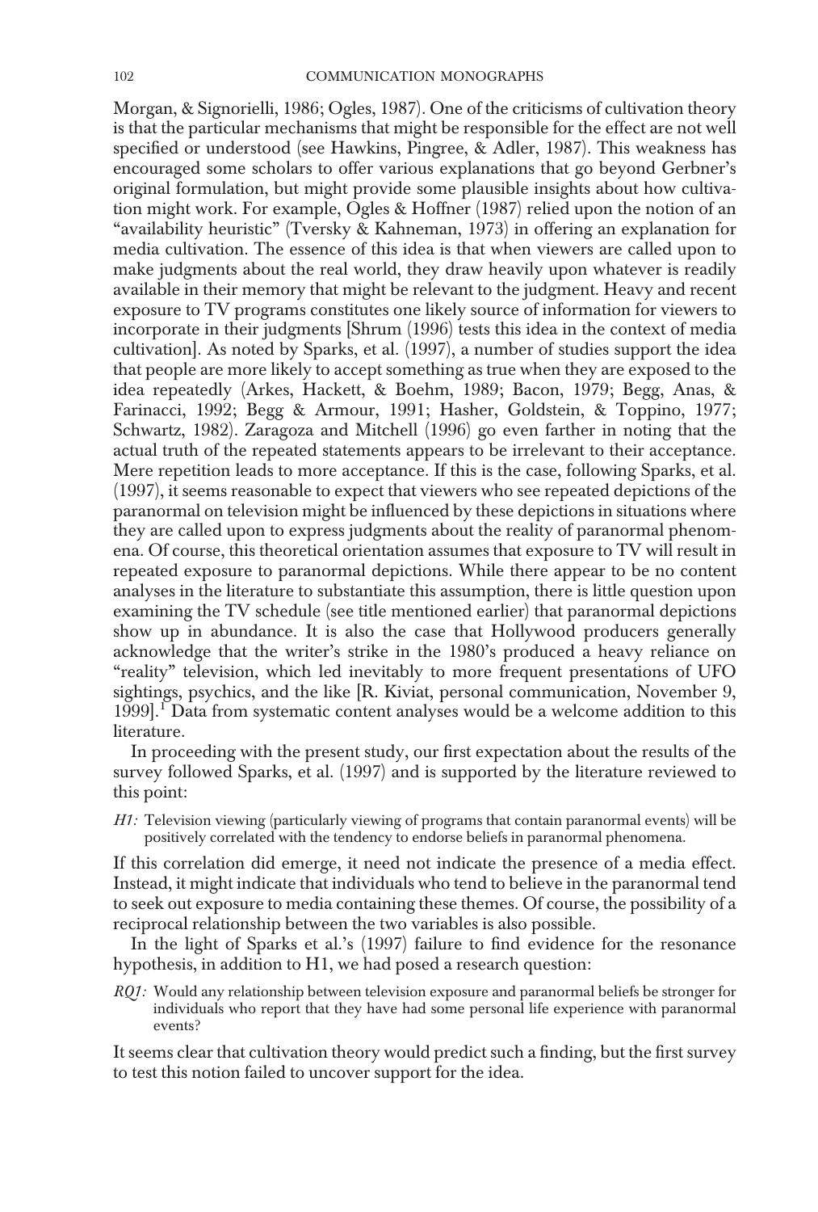Morgan, & Signorielli, 1986; Ogles, 1987). One of the criticisms of cultivation theory is that the particular mechanisms that might be responsible for the effect are not well specified or understood (see Hawkins, Pingree, & Adler, 1987). This weakness has encouraged some scholars to offer various explanations that go beyond Gerbner's original formulation, but might provide some plausible insights about how cultivation might work. For example, Ogles & Hoffner (1987) relied upon the notion of an "availability heuristic" (Tversky & Kahneman, 1973) in offering an explanation for media cultivation. The essence of this idea is that when viewers are called upon to make judgments about the real world, they draw heavily upon whatever is readily available in their memory that might be relevant to the judgment. Heavy and recent exposure to TV programs constitutes one likely source of information for viewers to incorporate in their judgments [Shrum (1996) tests this idea in the context of media cultivation]. As noted by Sparks, et al. (1997), a number of studies support the idea that people are more likely to accept something as true when they are exposed to the idea repeatedly (Arkes, Hackett, & Boehm, 1989; Bacon, 1979; Begg, Anas, & Farinacci, 1992; Begg & Armour, 1991; Hasher, Goldstein, & Toppino, 1977; Schwartz, 1982). Zaragoza and Mitchell (1996) go even farther in noting that the actual truth of the repeated statements appears to be irrelevant to their acceptance. Mere repetition leads to more acceptance. If this is the case, following Sparks, et al. (1997), it seems reasonable to expect that viewers who see repeated depictions of the paranormal on television might be influenced by these depictions in situations where they are called upon to express judgments about the reality of paranormal phenomena. Of course, this theoretical orientation assumes that exposure to TV will result in repeated exposure to paranormal depictions. While there appear to be no content analyses in the literature to substantiate this assumption, there is little question upon examining the TV schedule (see title mentioned earlier) that paranormal depictions show up in abundance. It is also the case that Hollywood producers generally acknowledge that the writer's strike in the 1980's produced a heavy reliance on "reality" television, which led inevitably to more frequent presentations of UFO sightings, psychics, and the like [R. Kiviat, personal communication, November 9, 1999].[1] Data from systematic content analyses would be a welcome addition to this literature.

In proceeding with the present study, our first expectation about the results of the survey followed Sparks, et al. (1997) and is supported by the literature reviewed to this point:

*H1:* Television viewing (particularly viewing of programs that contain paranormal events) will be positively correlated with the tendency to endorse beliefs in paranormal phenomena.

If this correlation did emerge, it need not indicate the presence of a media effect. Instead, it might indicate that individuals who tend to believe in the paranormal tend to seek out exposure to media containing these themes. Of course, the possibility of a reciprocal relationship between the two variables is also possible.

In the light of Sparks et al.'s (1997) failure to find evidence for the resonance hypothesis, in addition to H1, we had posed a research question:

*RQ1:* Would any relationship between television exposure and paranormal beliefs be stronger for individuals who report that they have had some personal life experience with paranormal events?

It seems clear that cultivation theory would predict such a finding, but the first survey to test this notion failed to uncover support for the idea.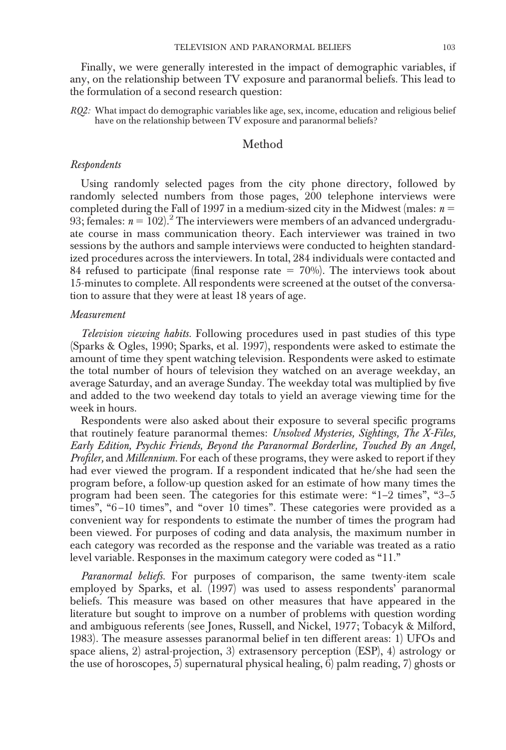Finally, we were generally interested in the impact of demographic variables, if any, on the relationship between TV exposure and paranormal beliefs. This lead to the formulation of a second research question:

*RQ2:* What impact do demographic variables like age, sex, income, education and religious belief have on the relationship between TV exposure and paranormal beliefs?

## Method

### *Respondents*

Using randomly selected pages from the city phone directory, followed by randomly selected numbers from those pages, 200 telephone interviews were completed during the Fall of 1997 in a medium-sized city in the Midwest (males: $n = 93$; females: $n = 102$).[2] The interviewers were members of an advanced undergraduate course in mass communication theory. Each interviewer was trained in two sessions by the authors and sample interviews were conducted to heighten standardized procedures across the interviewers. In total, 284 individuals were contacted and 84 refused to participate (final response rate = 70%). The interviews took about 15-minutes to complete. All respondents were screened at the outset of the conversation to assure that they were at least 18 years of age.

### *Measurement*

*Television viewing habits.* Following procedures used in past studies of this type (Sparks & Ogles, 1990; Sparks, et al. 1997), respondents were asked to estimate the amount of time they spent watching television. Respondents were asked to estimate the total number of hours of television they watched on an average weekday, an average Saturday, and an average Sunday. The weekday total was multiplied by five and added to the two weekend day totals to yield an average viewing time for the week in hours.

Respondents were also asked about their exposure to several specific programs that routinely feature paranormal themes: *Unsolved Mysteries, Sightings, The X-Files, Early Edition, Psychic Friends, Beyond the Paranormal Borderline, Touched By an Angel, Profiler,* and *Millennium.* For each of these programs, they were asked to report if they had ever viewed the program. If a respondent indicated that he/she had seen the program before, a follow-up question asked for an estimate of how many times the program had been seen. The categories for this estimate were: "1–2 times", "3–5 times", "6–10 times", and "over 10 times". These categories were provided as a convenient way for respondents to estimate the number of times the program had been viewed. For purposes of coding and data analysis, the maximum number in each category was recorded as the response and the variable was treated as a ratio level variable. Responses in the maximum category were coded as "11."

*Paranormal beliefs.* For purposes of comparison, the same twenty-item scale employed by Sparks, et al. (1997) was used to assess respondents' paranormal beliefs. This measure was based on other measures that have appeared in the literature but sought to improve on a number of problems with question wording and ambiguous referents (see Jones, Russell, and Nickel, 1977; Tobacyk & Milford, 1983). The measure assesses paranormal belief in ten different areas: 1) UFOs and space aliens, 2) astral-projection, 3) extrasensory perception (ESP), 4) astrology or the use of horoscopes, 5) supernatural physical healing, 6) palm reading, 7) ghosts or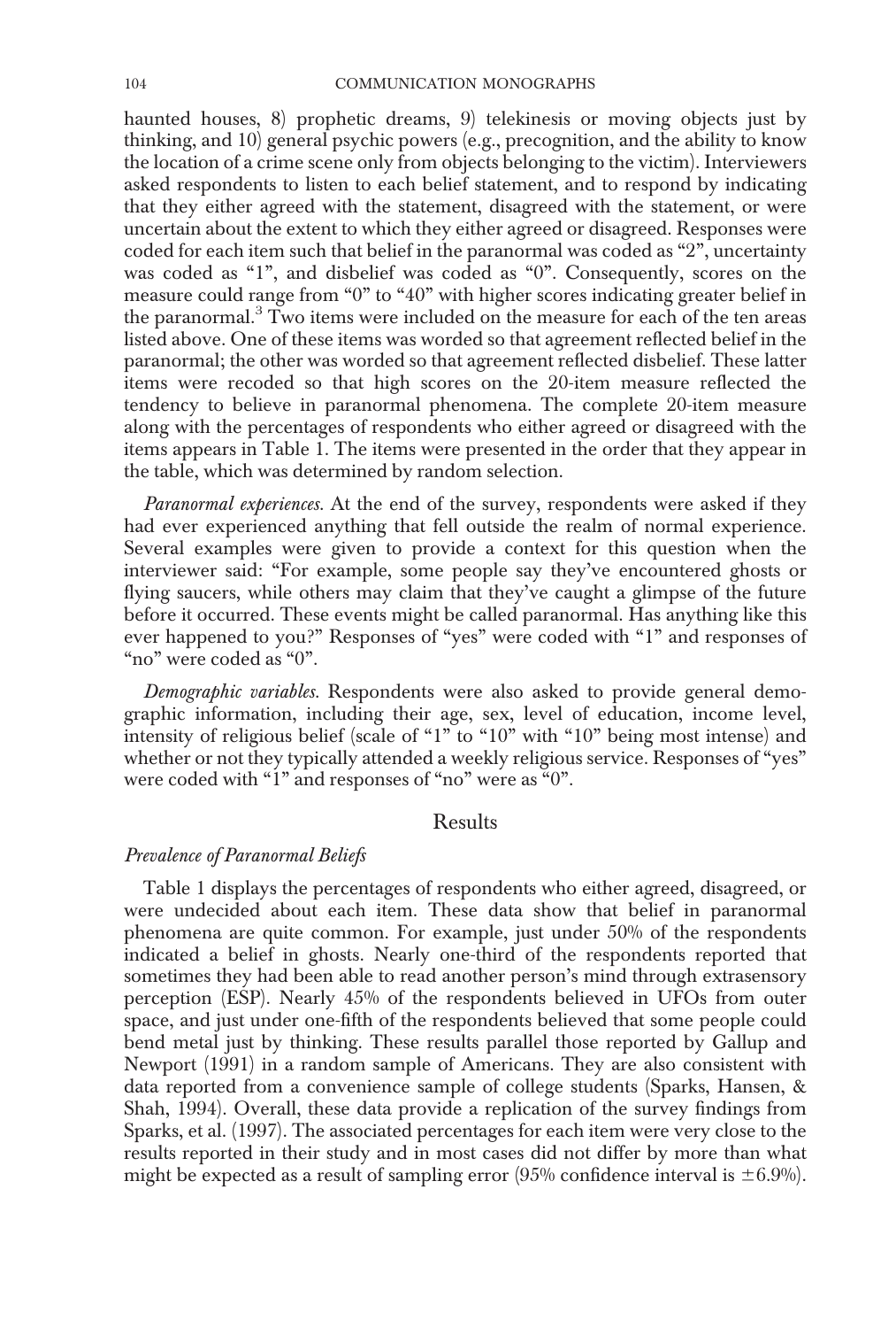haunted houses, 8) prophetic dreams, 9) telekinesis or moving objects just by thinking, and 10) general psychic powers (e.g., precognition, and the ability to know the location of a crime scene only from objects belonging to the victim). Interviewers asked respondents to listen to each belief statement, and to respond by indicating that they either agreed with the statement, disagreed with the statement, or were uncertain about the extent to which they either agreed or disagreed. Responses were coded for each item such that belief in the paranormal was coded as "2", uncertainty was coded as "1", and disbelief was coded as "0". Consequently, scores on the measure could range from "0" to "40" with higher scores indicating greater belief in the paranormal.[3] Two items were included on the measure for each of the ten areas listed above. One of these items was worded so that agreement reflected belief in the paranormal; the other was worded so that agreement reflected disbelief. These latter items were recoded so that high scores on the 20-item measure reflected the tendency to believe in paranormal phenomena. The complete 20-item measure along with the percentages of respondents who either agreed or disagreed with the items appears in Table 1. The items were presented in the order that they appear in the table, which was determined by random selection.

*Paranormal experiences.* At the end of the survey, respondents were asked if they had ever experienced anything that fell outside the realm of normal experience. Several examples were given to provide a context for this question when the interviewer said: "For example, some people say they've encountered ghosts or flying saucers, while others may claim that they've caught a glimpse of the future before it occurred. These events might be called paranormal. Has anything like this ever happened to you?" Responses of "yes" were coded with "1" and responses of "no" were coded as "0".

*Demographic variables.* Respondents were also asked to provide general demographic information, including their age, sex, level of education, income level, intensity of religious belief (scale of "1" to "10" with "10" being most intense) and whether or not they typically attended a weekly religious service. Responses of "yes" were coded with "1" and responses of "no" were as "0".

## Results

### *Prevalence of Paranormal Beliefs*

Table 1 displays the percentages of respondents who either agreed, disagreed, or were undecided about each item. These data show that belief in paranormal phenomena are quite common. For example, just under 50% of the respondents indicated a belief in ghosts. Nearly one-third of the respondents reported that sometimes they had been able to read another person's mind through extrasensory perception (ESP). Nearly 45% of the respondents believed in UFOs from outer space, and just under one-fifth of the respondents believed that some people could bend metal just by thinking. These results parallel those reported by Gallup and Newport (1991) in a random sample of Americans. They are also consistent with data reported from a convenience sample of college students (Sparks, Hansen, & Shah, 1994). Overall, these data provide a replication of the survey findings from Sparks, et al. (1997). The associated percentages for each item were very close to the results reported in their study and in most cases did not differ by more than what might be expected as a result of sampling error (95% confidence interval is $\pm 6.9\%$).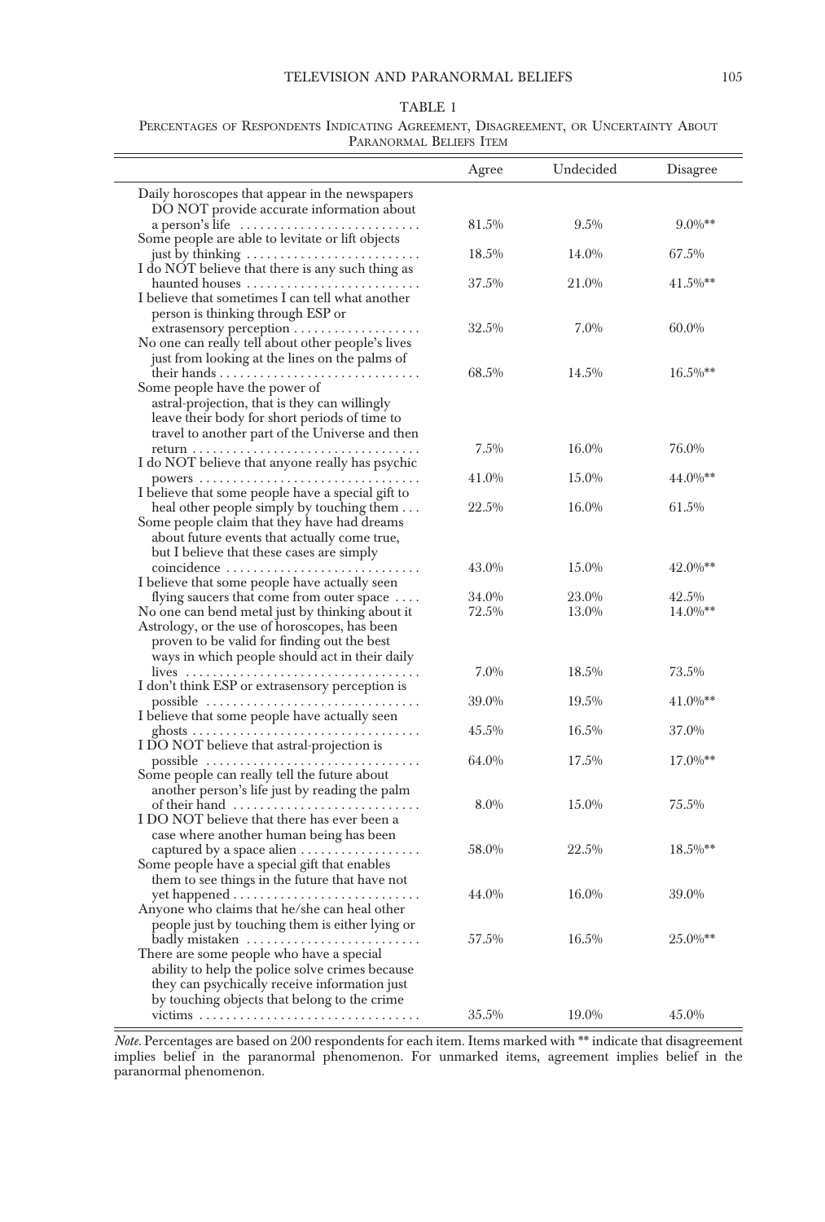TABLE 1

Percentages of Respondents Indicating Agreement, Disagreement, or Uncertainty About Paranormal Beliefs Item

| | Agree | Undecided | Disagree |
|---|---|---|---|
| Daily horoscopes that appear in the newspapers DO NOT provide accurate information about a person's life | 81.5% | 9.5% | 9.0%** |
| Some people are able to levitate or lift objects just by thinking | 18.5% | 14.0% | 67.5% |
| I do NOT believe that there is any such thing as haunted houses | 37.5% | 21.0% | 41.5%** |
| I believe that sometimes I can tell what another person is thinking through ESP or extrasensory perception | 32.5% | 7.0% | 60.0% |
| No one can really tell about other people's lives just from looking at the lines on the palms of their hands | 68.5% | 14.5% | 16.5%** |
| Some people have the power of astral-projection, that is they can willingly leave their body for short periods of time to travel to another part of the Universe and then return | 7.5% | 16.0% | 76.0% |
| I do NOT believe that anyone really has psychic powers | 41.0% | 15.0% | 44.0%** |
| I believe that some people have a special gift to heal other people simply by touching them | 22.5% | 16.0% | 61.5% |
| Some people claim that they have had dreams about future events that actually come true, but I believe that these cases are simply coincidence | 43.0% | 15.0% | 42.0%** |
| I believe that some people have actually seen flying saucers that come from outer space | 34.0% | 23.0% | 42.5% |
| No one can bend metal just by thinking about it | 72.5% | 13.0% | 14.0%** |
| Astrology, or the use of horoscopes, has been proven to be valid for finding out the best ways in which people should act in their daily lives | 7.0% | 18.5% | 73.5% |
| I don't think ESP or extrasensory perception is possible | 39.0% | 19.5% | 41.0%** |
| I believe that some people have actually seen ghosts | 45.5% | 16.5% | 37.0% |
| I DO NOT believe that astral-projection is possible | 64.0% | 17.5% | 17.0%** |
| Some people can really tell the future about another person's life just by reading the palm of their hand | 8.0% | 15.0% | 75.5% |
| I DO NOT believe that there has ever been a case where another human being has been captured by a space alien | 58.0% | 22.5% | 18.5%** |
| Some people have a special gift that enables them to see things in the future that have not yet happened | 44.0% | 16.0% | 39.0% |
| Anyone who claims that he/she can heal other people just by touching them is either lying or badly mistaken | 57.5% | 16.5% | 25.0%** |
| There are some people who have a special ability to help the police solve crimes because they can psychically receive information just by touching objects that belong to the crime victims | 35.5% | 19.0% | 45.0% |

*Note.* Percentages are based on 200 respondents for each item. Items marked with ** indicate that disagreement implies belief in the paranormal phenomenon. For unmarked items, agreement implies belief in the paranormal phenomenon.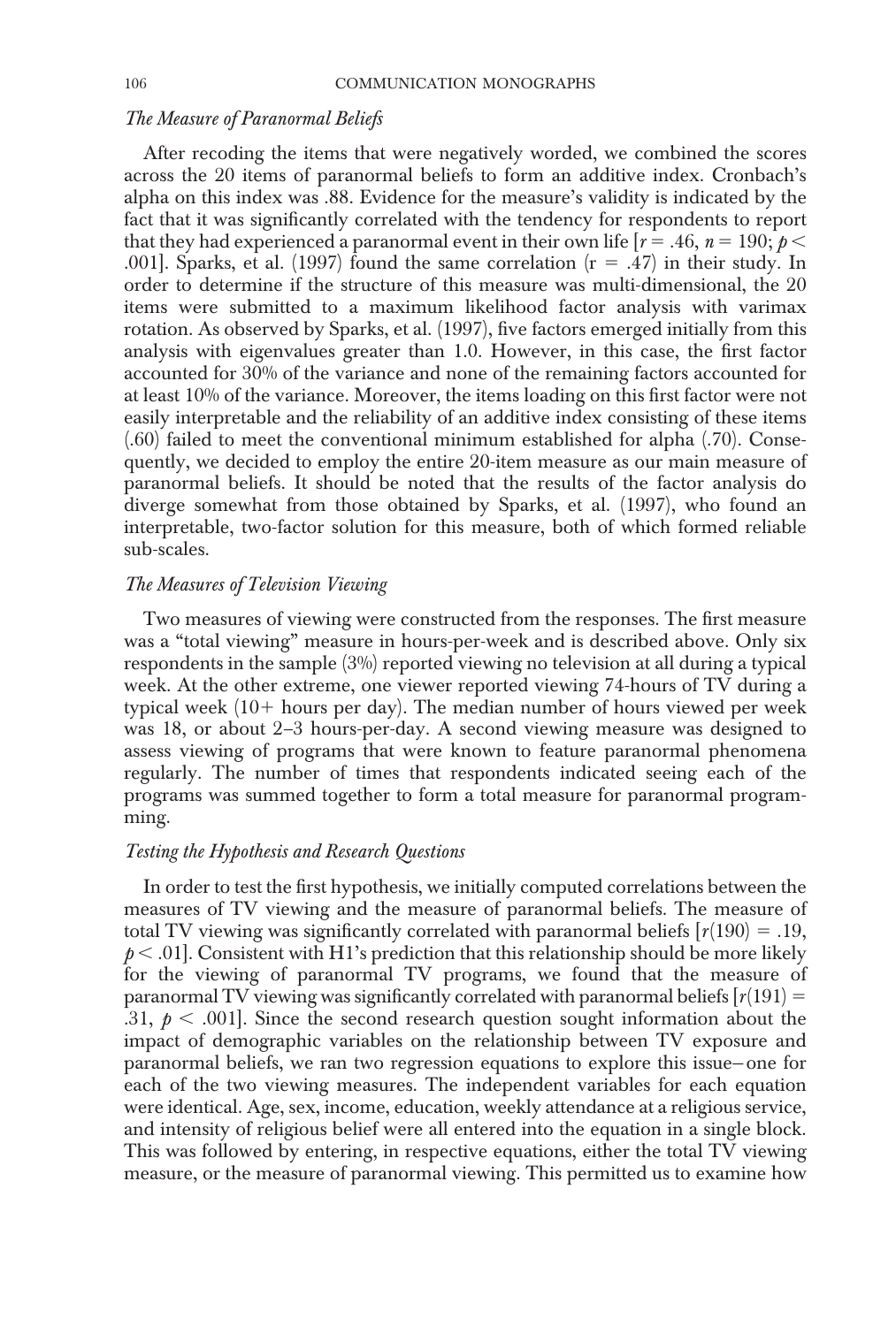### *The Measure of Paranormal Beliefs*

After recoding the items that were negatively worded, we combined the scores across the 20 items of paranormal beliefs to form an additive index. Cronbach's alpha on this index was .88. Evidence for the measure's validity is indicated by the fact that it was significantly correlated with the tendency for respondents to report that they had experienced a paranormal event in their own life [$r = .46$, $n = 190$; $p < .001$]. Sparks, et al. (1997) found the same correlation ($r = .47$) in their study. In order to determine if the structure of this measure was multi-dimensional, the 20 items were submitted to a maximum likelihood factor analysis with varimax rotation. As observed by Sparks, et al. (1997), five factors emerged initially from this analysis with eigenvalues greater than 1.0. However, in this case, the first factor accounted for 30% of the variance and none of the remaining factors accounted for at least 10% of the variance. Moreover, the items loading on this first factor were not easily interpretable and the reliability of an additive index consisting of these items (.60) failed to meet the conventional minimum established for alpha (.70). Consequently, we decided to employ the entire 20-item measure as our main measure of paranormal beliefs. It should be noted that the results of the factor analysis do diverge somewhat from those obtained by Sparks, et al. (1997), who found an interpretable, two-factor solution for this measure, both of which formed reliable sub-scales.

### *The Measures of Television Viewing*

Two measures of viewing were constructed from the responses. The first measure was a "total viewing" measure in hours-per-week and is described above. Only six respondents in the sample (3%) reported viewing no television at all during a typical week. At the other extreme, one viewer reported viewing 74-hours of TV during a typical week (10+ hours per day). The median number of hours viewed per week was 18, or about 2–3 hours-per-day. A second viewing measure was designed to assess viewing of programs that were known to feature paranormal phenomena regularly. The number of times that respondents indicated seeing each of the programs was summed together to form a total measure for paranormal programming.

### *Testing the Hypothesis and Research Questions*

In order to test the first hypothesis, we initially computed correlations between the measures of TV viewing and the measure of paranormal beliefs. The measure of total TV viewing was significantly correlated with paranormal beliefs [$r(190) = .19$, $p < .01$]. Consistent with H1's prediction that this relationship should be more likely for the viewing of paranormal TV programs, we found that the measure of paranormal TV viewing was significantly correlated with paranormal beliefs [$r(191) = .31$, $p < .001$]. Since the second research question sought information about the impact of demographic variables on the relationship between TV exposure and paranormal beliefs, we ran two regression equations to explore this issue–one for each of the two viewing measures. The independent variables for each equation were identical. Age, sex, income, education, weekly attendance at a religious service, and intensity of religious belief were all entered into the equation in a single block. This was followed by entering, in respective equations, either the total TV viewing measure, or the measure of paranormal viewing. This permitted us to examine how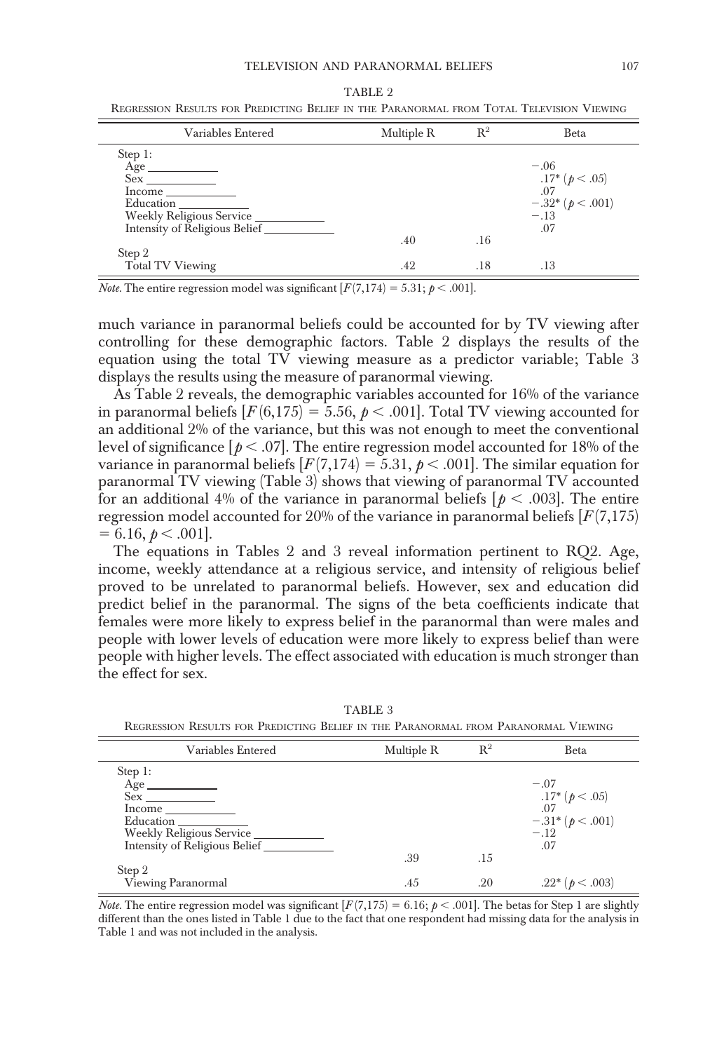TABLE 2

Regression Results for Predicting Belief in the Paranormal from Total Television Viewing

| Variables Entered | Multiple R | $R^2$ | Beta |
|---|---|---|---|
| Step 1: | | | |
| Age | | | −.06 |
| Sex | | | .17* ($p < .05$) |
| Income | | | .07 |
| Education | | | −.32* ($p < .001$) |
| Weekly Religious Service | | | −.13 |
| Intensity of Religious Belief | | | .07 |
| | .40 | .16 | |
| Step 2 | | | |
| Total TV Viewing | .42 | .18 | .13 |

*Note.* The entire regression model was significant [$F(7,174) = 5.31$; $p < .001$].

much variance in paranormal beliefs could be accounted for by TV viewing after controlling for these demographic factors. Table 2 displays the results of the equation using the total TV viewing measure as a predictor variable; Table 3 displays the results using the measure of paranormal viewing.

As Table 2 reveals, the demographic variables accounted for 16% of the variance in paranormal beliefs [$F(6,175) = 5.56$, $p < .001$]. Total TV viewing accounted for an additional 2% of the variance, but this was not enough to meet the conventional level of significance [$p < .07$]. The entire regression model accounted for 18% of the variance in paranormal beliefs [$F(7,174) = 5.31$, $p < .001$]. The similar equation for paranormal TV viewing (Table 3) shows that viewing of paranormal TV accounted for an additional 4% of the variance in paranormal beliefs [$p < .003$]. The entire regression model accounted for 20% of the variance in paranormal beliefs [$F(7,175) = 6.16$, $p < .001$].

The equations in Tables 2 and 3 reveal information pertinent to RQ2. Age, income, weekly attendance at a religious service, and intensity of religious belief proved to be unrelated to paranormal beliefs. However, sex and education did predict belief in the paranormal. The signs of the beta coefficients indicate that females were more likely to express belief in the paranormal than were males and people with lower levels of education were more likely to express belief than were people with higher levels. The effect associated with education is much stronger than the effect for sex.

TABLE 3

Regression Results for Predicting Belief in the Paranormal from Paranormal Viewing

| Variables Entered | Multiple R | $R^2$ | Beta |
|---|---|---|---|
| Step 1: | | | |
| Age | | | −.07 |
| Sex | | | .17* ($p < .05$) |
| Income | | | .07 |
| Education | | | −.31* ($p < .001$) |
| Weekly Religious Service | | | −.12 |
| Intensity of Religious Belief | | | .07 |
| | .39 | .15 | |
| Step 2 | | | |
| Viewing Paranormal | .45 | .20 | .22* ($p < .003$) |

*Note.* The entire regression model was significant [$F(7,175) = 6.16$; $p < .001$]. The betas for Step 1 are slightly different than the ones listed in Table 1 due to the fact that one respondent had missing data for the analysis in Table 1 and was not included in the analysis.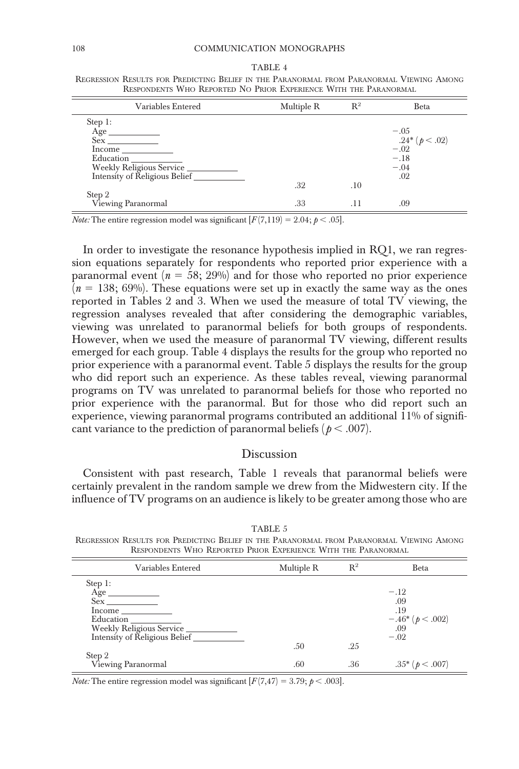TABLE 4

Regression Results for Predicting Belief in the Paranormal from Paranormal Viewing Among Respondents Who Reported No Prior Experience With the Paranormal

| Variables Entered | Multiple R | $R^2$ | Beta |
|---|---|---|---|
| Step 1: | | | |
| Age | | | $-.05$ |
| Sex | | | $.24^*$ ($p < .02$) |
| Income | | | $-.02$ |
| Education | | | $-.18$ |
| Weekly Religious Service | | | $-.04$ |
| Intensity of Religious Belief | | | $.02$ |
| | .32 | .10 | |
| Step 2 | | | |
| Viewing Paranormal | .33 | .11 | .09 |

*Note:* The entire regression model was significant [$F(7,119) = 2.04$; $p < .05$].

In order to investigate the resonance hypothesis implied in RQ1, we ran regression equations separately for respondents who reported prior experience with a paranormal event ($n = 58$; 29%) and for those who reported no prior experience ($n = 138$; 69%). These equations were set up in exactly the same way as the ones reported in Tables 2 and 3. When we used the measure of total TV viewing, the regression analyses revealed that after considering the demographic variables, viewing was unrelated to paranormal beliefs for both groups of respondents. However, when we used the measure of paranormal TV viewing, different results emerged for each group. Table 4 displays the results for the group who reported no prior experience with a paranormal event. Table 5 displays the results for the group who did report such an experience. As these tables reveal, viewing paranormal programs on TV was unrelated to paranormal beliefs for those who reported no prior experience with the paranormal. But for those who did report such an experience, viewing paranormal programs contributed an additional 11% of significant variance to the prediction of paranormal beliefs ($p < .007$).

## Discussion

Consistent with past research, Table 1 reveals that paranormal beliefs were certainly prevalent in the random sample we drew from the Midwestern city. If the influence of TV programs on an audience is likely to be greater among those who are

TABLE 5

Regression Results for Predicting Belief in the Paranormal from Paranormal Viewing Among Respondents Who Reported Prior Experience With the Paranormal

| Variables Entered | Multiple R | $R^2$ | Beta |
|---|---|---|---|
| Step 1: | | | |
| Age | | | $-.12$ |
| Sex | | | $.09$ |
| Income | | | $.19$ |
| Education | | | $-.46^*$ ($p < .002$) |
| Weekly Religious Service | | | $.09$ |
| Intensity of Religious Belief | | | $-.02$ |
| | .50 | .25 | |
| Step 2 | | | |
| Viewing Paranormal | .60 | .36 | $.35^*$ ($p < .007$) |

*Note:* The entire regression model was significant [$F(7,47) = 3.79$; $p < .003$].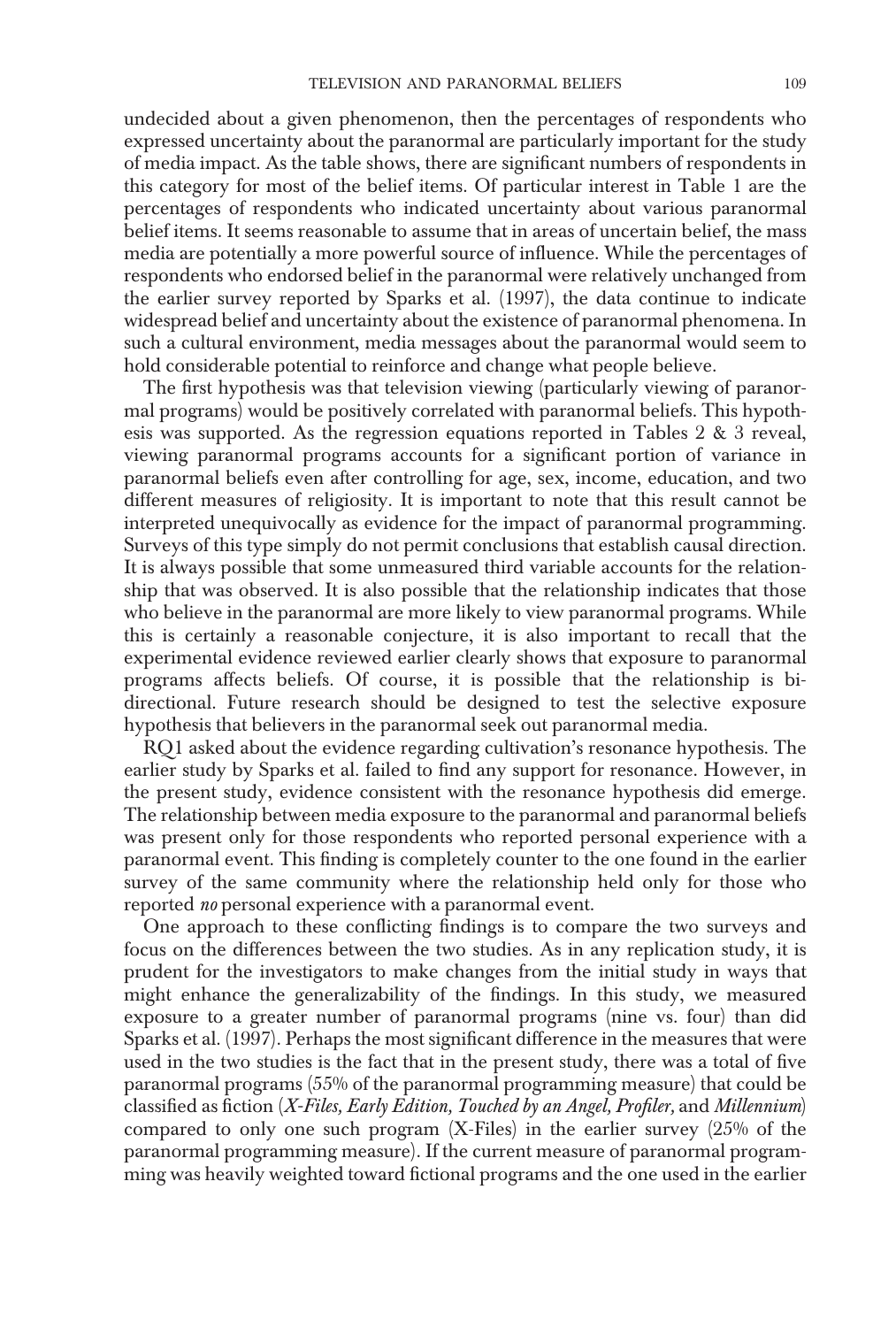undecided about a given phenomenon, then the percentages of respondents who expressed uncertainty about the paranormal are particularly important for the study of media impact. As the table shows, there are significant numbers of respondents in this category for most of the belief items. Of particular interest in Table 1 are the percentages of respondents who indicated uncertainty about various paranormal belief items. It seems reasonable to assume that in areas of uncertain belief, the mass media are potentially a more powerful source of influence. While the percentages of respondents who endorsed belief in the paranormal were relatively unchanged from the earlier survey reported by Sparks et al. (1997), the data continue to indicate widespread belief and uncertainty about the existence of paranormal phenomena. In such a cultural environment, media messages about the paranormal would seem to hold considerable potential to reinforce and change what people believe.

The first hypothesis was that television viewing (particularly viewing of paranormal programs) would be positively correlated with paranormal beliefs. This hypothesis was supported. As the regression equations reported in Tables 2 & 3 reveal, viewing paranormal programs accounts for a significant portion of variance in paranormal beliefs even after controlling for age, sex, income, education, and two different measures of religiosity. It is important to note that this result cannot be interpreted unequivocally as evidence for the impact of paranormal programming. Surveys of this type simply do not permit conclusions that establish causal direction. It is always possible that some unmeasured third variable accounts for the relationship that was observed. It is also possible that the relationship indicates that those who believe in the paranormal are more likely to view paranormal programs. While this is certainly a reasonable conjecture, it is also important to recall that the experimental evidence reviewed earlier clearly shows that exposure to paranormal programs affects beliefs. Of course, it is possible that the relationship is bi-directional. Future research should be designed to test the selective exposure hypothesis that believers in the paranormal seek out paranormal media.

RQ1 asked about the evidence regarding cultivation's resonance hypothesis. The earlier study by Sparks et al. failed to find any support for resonance. However, in the present study, evidence consistent with the resonance hypothesis did emerge. The relationship between media exposure to the paranormal and paranormal beliefs was present only for those respondents who reported personal experience with a paranormal event. This finding is completely counter to the one found in the earlier survey of the same community where the relationship held only for those who reported *no* personal experience with a paranormal event.

One approach to these conflicting findings is to compare the two surveys and focus on the differences between the two studies. As in any replication study, it is prudent for the investigators to make changes from the initial study in ways that might enhance the generalizability of the findings. In this study, we measured exposure to a greater number of paranormal programs (nine vs. four) than did Sparks et al. (1997). Perhaps the most significant difference in the measures that were used in the two studies is the fact that in the present study, there was a total of five paranormal programs (55% of the paranormal programming measure) that could be classified as fiction (*X-Files, Early Edition, Touched by an Angel, Profiler,* and *Millennium*) compared to only one such program (X-Files) in the earlier survey (25% of the paranormal programming measure). If the current measure of paranormal programming was heavily weighted toward fictional programs and the one used in the earlier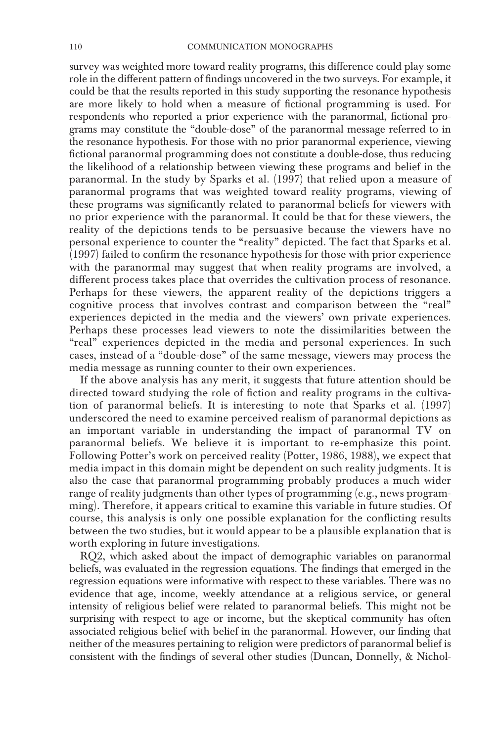survey was weighted more toward reality programs, this difference could play some role in the different pattern of findings uncovered in the two surveys. For example, it could be that the results reported in this study supporting the resonance hypothesis are more likely to hold when a measure of fictional programming is used. For respondents who reported a prior experience with the paranormal, fictional programs may constitute the "double-dose" of the paranormal message referred to in the resonance hypothesis. For those with no prior paranormal experience, viewing fictional paranormal programming does not constitute a double-dose, thus reducing the likelihood of a relationship between viewing these programs and belief in the paranormal. In the study by Sparks et al. (1997) that relied upon a measure of paranormal programs that was weighted toward reality programs, viewing of these programs was significantly related to paranormal beliefs for viewers with no prior experience with the paranormal. It could be that for these viewers, the reality of the depictions tends to be persuasive because the viewers have no personal experience to counter the "reality" depicted. The fact that Sparks et al. (1997) failed to confirm the resonance hypothesis for those with prior experience with the paranormal may suggest that when reality programs are involved, a different process takes place that overrides the cultivation process of resonance. Perhaps for these viewers, the apparent reality of the depictions triggers a cognitive process that involves contrast and comparison between the "real" experiences depicted in the media and the viewers' own private experiences. Perhaps these processes lead viewers to note the dissimilarities between the "real" experiences depicted in the media and personal experiences. In such cases, instead of a "double-dose" of the same message, viewers may process the media message as running counter to their own experiences.

If the above analysis has any merit, it suggests that future attention should be directed toward studying the role of fiction and reality programs in the cultivation of paranormal beliefs. It is interesting to note that Sparks et al. (1997) underscored the need to examine perceived realism of paranormal depictions as an important variable in understanding the impact of paranormal TV on paranormal beliefs. We believe it is important to re-emphasize this point. Following Potter's work on perceived reality (Potter, 1986, 1988), we expect that media impact in this domain might be dependent on such reality judgments. It is also the case that paranormal programming probably produces a much wider range of reality judgments than other types of programming (e.g., news programming). Therefore, it appears critical to examine this variable in future studies. Of course, this analysis is only one possible explanation for the conflicting results between the two studies, but it would appear to be a plausible explanation that is worth exploring in future investigations.

RQ2, which asked about the impact of demographic variables on paranormal beliefs, was evaluated in the regression equations. The findings that emerged in the regression equations were informative with respect to these variables. There was no evidence that age, income, weekly attendance at a religious service, or general intensity of religious belief were related to paranormal beliefs. This might not be surprising with respect to age or income, but the skeptical community has often associated religious belief with belief in the paranormal. However, our finding that neither of the measures pertaining to religion were predictors of paranormal belief is consistent with the findings of several other studies (Duncan, Donnelly, & Nichol-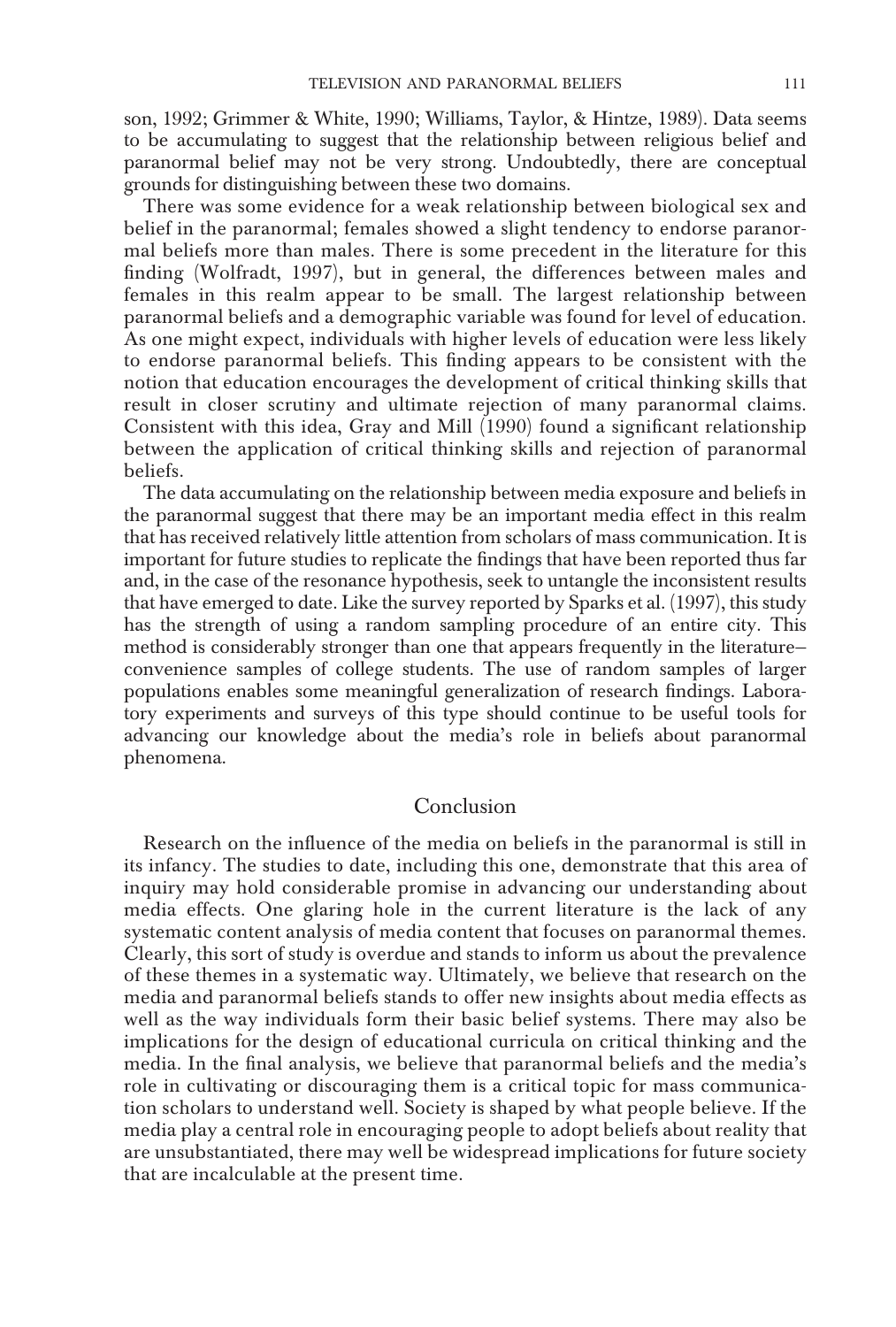son, 1992; Grimmer & White, 1990; Williams, Taylor, & Hintze, 1989). Data seems to be accumulating to suggest that the relationship between religious belief and paranormal belief may not be very strong. Undoubtedly, there are conceptual grounds for distinguishing between these two domains.

There was some evidence for a weak relationship between biological sex and belief in the paranormal; females showed a slight tendency to endorse paranormal beliefs more than males. There is some precedent in the literature for this finding (Wolfradt, 1997), but in general, the differences between males and females in this realm appear to be small. The largest relationship between paranormal beliefs and a demographic variable was found for level of education. As one might expect, individuals with higher levels of education were less likely to endorse paranormal beliefs. This finding appears to be consistent with the notion that education encourages the development of critical thinking skills that result in closer scrutiny and ultimate rejection of many paranormal claims. Consistent with this idea, Gray and Mill (1990) found a significant relationship between the application of critical thinking skills and rejection of paranormal beliefs.

The data accumulating on the relationship between media exposure and beliefs in the paranormal suggest that there may be an important media effect in this realm that has received relatively little attention from scholars of mass communication. It is important for future studies to replicate the findings that have been reported thus far and, in the case of the resonance hypothesis, seek to untangle the inconsistent results that have emerged to date. Like the survey reported by Sparks et al. (1997), this study has the strength of using a random sampling procedure of an entire city. This method is considerably stronger than one that appears frequently in the literature–convenience samples of college students. The use of random samples of larger populations enables some meaningful generalization of research findings. Laboratory experiments and surveys of this type should continue to be useful tools for advancing our knowledge about the media's role in beliefs about paranormal phenomena.

## Conclusion

Research on the influence of the media on beliefs in the paranormal is still in its infancy. The studies to date, including this one, demonstrate that this area of inquiry may hold considerable promise in advancing our understanding about media effects. One glaring hole in the current literature is the lack of any systematic content analysis of media content that focuses on paranormal themes. Clearly, this sort of study is overdue and stands to inform us about the prevalence of these themes in a systematic way. Ultimately, we believe that research on the media and paranormal beliefs stands to offer new insights about media effects as well as the way individuals form their basic belief systems. There may also be implications for the design of educational curricula on critical thinking and the media. In the final analysis, we believe that paranormal beliefs and the media's role in cultivating or discouraging them is a critical topic for mass communication scholars to understand well. Society is shaped by what people believe. If the media play a central role in encouraging people to adopt beliefs about reality that are unsubstantiated, there may well be widespread implications for future society that are incalculable at the present time.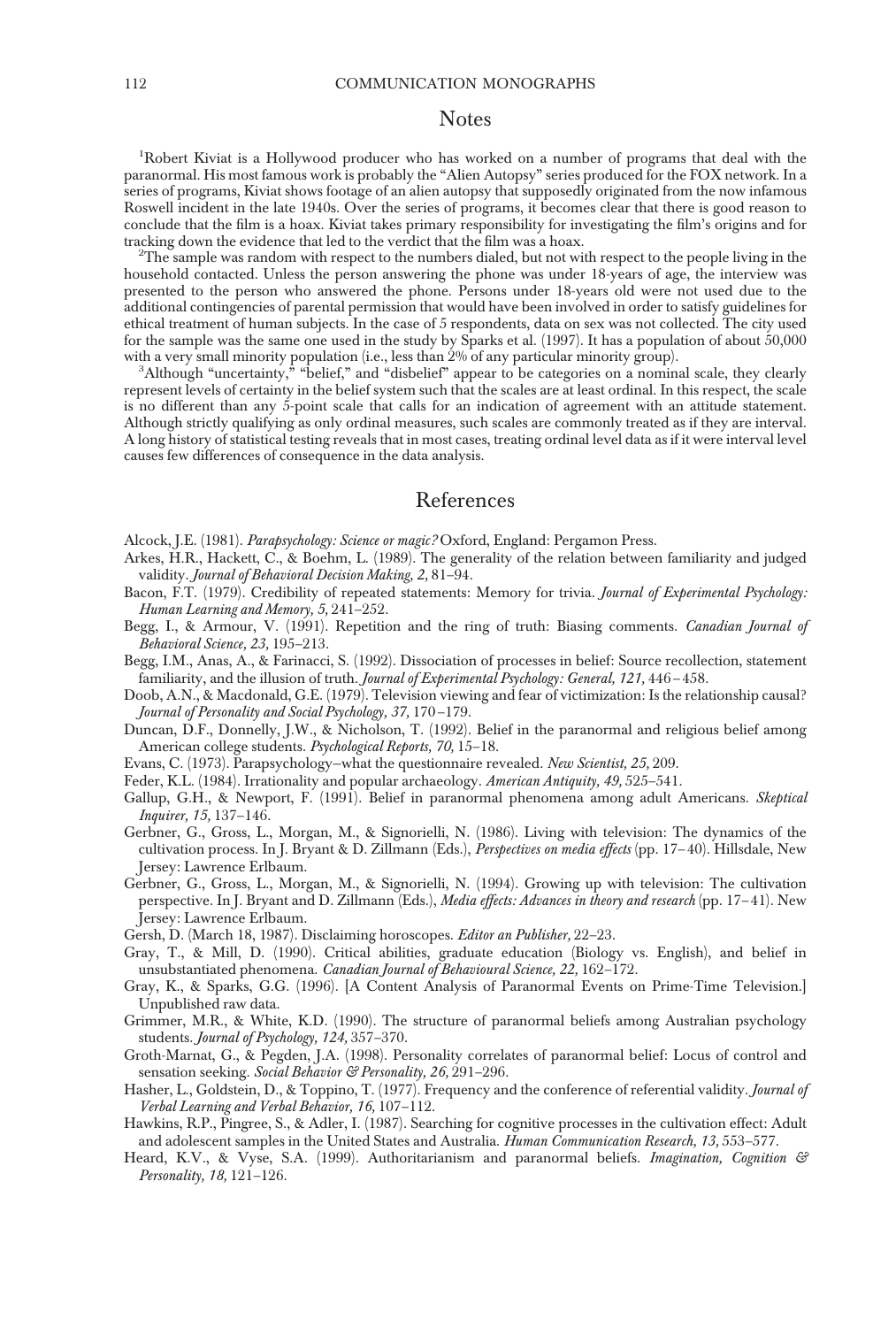## Notes

[1]Robert Kiviat is a Hollywood producer who has worked on a number of programs that deal with the paranormal. His most famous work is probably the "Alien Autopsy" series produced for the FOX network. In a series of programs, Kiviat shows footage of an alien autopsy that supposedly originated from the now infamous Roswell incident in the late 1940s. Over the series of programs, it becomes clear that there is good reason to conclude that the film is a hoax. Kiviat takes primary responsibility for investigating the film's origins and for tracking down the evidence that led to the verdict that the film was a hoax.

[2]The sample was random with respect to the numbers dialed, but not with respect to the people living in the household contacted. Unless the person answering the phone was under 18-years of age, the interview was presented to the person who answered the phone. Persons under 18-years old were not used due to the additional contingencies of parental permission that would have been involved in order to satisfy guidelines for ethical treatment of human subjects. In the case of 5 respondents, data on sex was not collected. The city used for the sample was the same one used in the study by Sparks et al. (1997). It has a population of about 50,000 with a very small minority population (i.e., less than 2% of any particular minority group).

[3]Although "uncertainty," "belief," and "disbelief" appear to be categories on a nominal scale, they clearly represent levels of certainty in the belief system such that the scales are at least ordinal. In this respect, the scale is no different than any 5-point scale that calls for an indication of agreement with an attitude statement. Although strictly qualifying as only ordinal measures, such scales are commonly treated as if they are interval. A long history of statistical testing reveals that in most cases, treating ordinal level data as if it were interval level causes few differences of consequence in the data analysis.

## References

Alcock, J.E. (1981). *Parapsychology: Science or magic?* Oxford, England: Pergamon Press.

Arkes, H.R., Hackett, C., & Boehm, L. (1989). The generality of the relation between familiarity and judged validity. *Journal of Behavioral Decision Making, 2,* 81–94.

Bacon, F.T. (1979). Credibility of repeated statements: Memory for trivia. *Journal of Experimental Psychology: Human Learning and Memory, 5,* 241–252.

Begg, I., & Armour, V. (1991). Repetition and the ring of truth: Biasing comments. *Canadian Journal of Behavioral Science, 23,* 195–213.

Begg, I.M., Anas, A., & Farinacci, S. (1992). Dissociation of processes in belief: Source recollection, statement familiarity, and the illusion of truth. *Journal of Experimental Psychology: General, 121,* 446–458.

Doob, A.N., & Macdonald, G.E. (1979). Television viewing and fear of victimization: Is the relationship causal? *Journal of Personality and Social Psychology, 37,* 170–179.

Duncan, D.F., Donnelly, J.W., & Nicholson, T. (1992). Belief in the paranormal and religious belief among American college students. *Psychological Reports, 70,* 15–18.

Evans, C. (1973). Parapsychology–what the questionnaire revealed. *New Scientist, 25,* 209.

Feder, K.L. (1984). Irrationality and popular archaeology. *American Antiquity, 49,* 525–541.

Gallup, G.H., & Newport, F. (1991). Belief in paranormal phenomena among adult Americans. *Skeptical Inquirer, 15,* 137–146.

Gerbner, G., Gross, L., Morgan, M., & Signorielli, N. (1986). Living with television: The dynamics of the cultivation process. In J. Bryant & D. Zillmann (Eds.), *Perspectives on media effects* (pp. 17–40). Hillsdale, New Jersey: Lawrence Erlbaum.

Gerbner, G., Gross, L., Morgan, M., & Signorielli, N. (1994). Growing up with television: The cultivation perspective. In J. Bryant and D. Zillmann (Eds.), *Media effects: Advances in theory and research* (pp. 17–41). New Jersey: Lawrence Erlbaum.

Gersh, D. (March 18, 1987). Disclaiming horoscopes. *Editor an Publisher,* 22–23.

Gray, T., & Mill, D. (1990). Critical abilities, graduate education (Biology vs. English), and belief in unsubstantiated phenomena. *Canadian Journal of Behavioural Science, 22,* 162–172.

Gray, K., & Sparks, G.G. (1996). [A Content Analysis of Paranormal Events on Prime-Time Television.] Unpublished raw data.

Grimmer, M.R., & White, K.D. (1990). The structure of paranormal beliefs among Australian psychology students. *Journal of Psychology, 124,* 357–370.

Groth-Marnat, G., & Pegden, J.A. (1998). Personality correlates of paranormal belief: Locus of control and sensation seeking. *Social Behavior & Personality, 26,* 291–296.

Hasher, L., Goldstein, D., & Toppino, T. (1977). Frequency and the conference of referential validity. *Journal of Verbal Learning and Verbal Behavior, 16,* 107–112.

Hawkins, R.P., Pingree, S., & Adler, I. (1987). Searching for cognitive processes in the cultivation effect: Adult and adolescent samples in the United States and Australia. *Human Communication Research, 13,* 553–577.

Heard, K.V., & Vyse, S.A. (1999). Authoritarianism and paranormal beliefs. *Imagination, Cognition & Personality, 18,* 121–126.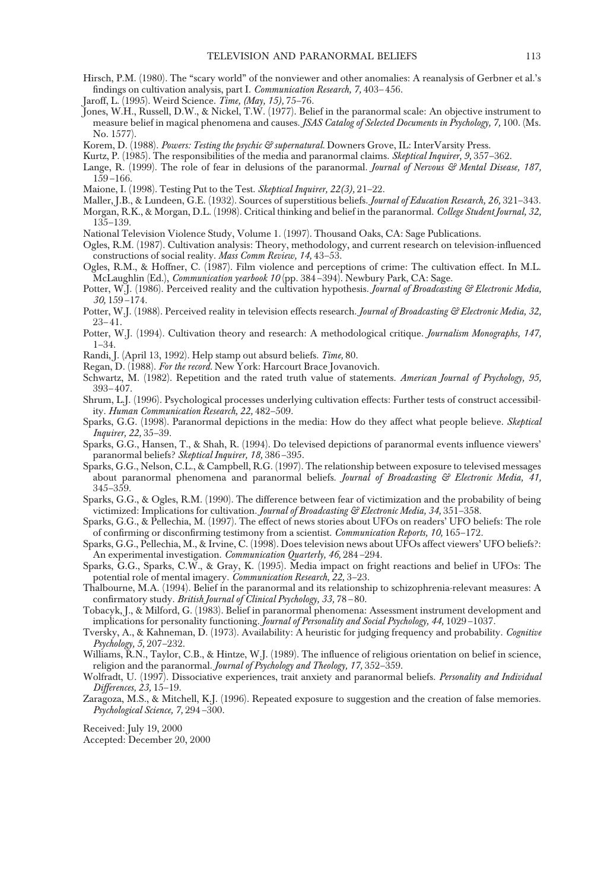Hirsch, P.M. (1980). The "scary world" of the nonviewer and other anomalies: A reanalysis of Gerbner et al.'s findings on cultivation analysis, part I. *Communication Research, 7,* 403–456.

Jaroff, L. (1995). Weird Science. *Time, (May, 15),* 75–76.

Jones, W.H., Russell, D.W., & Nickel, T.W. (1977). Belief in the paranormal scale: An objective instrument to measure belief in magical phenomena and causes. *JSAS Catalog of Selected Documents in Psychology, 7,* 100. (Ms. No. 1577).

Korem, D. (1988). *Powers: Testing the psychic & supernatural.* Downers Grove, IL: InterVarsity Press.

Kurtz, P. (1985). The responsibilities of the media and paranormal claims. *Skeptical Inquirer, 9,* 357–362.

Lange, R. (1999). The role of fear in delusions of the paranormal. *Journal of Nervous & Mental Disease, 187,* 159–166.

Maione, I. (1998). Testing Put to the Test. *Skeptical Inquirer, 22(3),* 21–22.

Maller, J.B., & Lundeen, G.E. (1932). Sources of superstitious beliefs. *Journal of Education Research, 26,* 321–343.

Morgan, R.K., & Morgan, D.L. (1998). Critical thinking and belief in the paranormal. *College Student Journal, 32,* 135–139.

National Television Violence Study, Volume 1. (1997). Thousand Oaks, CA: Sage Publications.

Ogles, R.M. (1987). Cultivation analysis: Theory, methodology, and current research on television-influenced constructions of social reality. *Mass Comm Review, 14,* 43–53.

Ogles, R.M., & Hoffner, C. (1987). Film violence and perceptions of crime: The cultivation effect. In M.L. McLaughlin (Ed.), *Communication yearbook 10* (pp. 384–394). Newbury Park, CA: Sage.

Potter, W.J. (1986). Perceived reality and the cultivation hypothesis. *Journal of Broadcasting & Electronic Media, 30,* 159–174.

Potter, W.J. (1988). Perceived reality in television effects research. *Journal of Broadcasting & Electronic Media, 32,* 23–41.

Potter, W.J. (1994). Cultivation theory and research: A methodological critique. *Journalism Monographs, 147,* 1–34.

Randi, J. (April 13, 1992). Help stamp out absurd beliefs. *Time,* 80.

Regan, D. (1988). *For the record.* New York: Harcourt Brace Jovanovich.

Schwartz, M. (1982). Repetition and the rated truth value of statements. *American Journal of Psychology, 95,* 393–407.

Shrum, L.J. (1996). Psychological processes underlying cultivation effects: Further tests of construct accessibility. *Human Communication Research, 22,* 482–509.

Sparks, G.G. (1998). Paranormal depictions in the media: How do they affect what people believe. *Skeptical Inquirer, 22,* 35–39.

Sparks, G.G., Hansen, T., & Shah, R. (1994). Do televised depictions of paranormal events influence viewers' paranormal beliefs? *Skeptical Inquirer, 18,* 386–395.

Sparks, G.G., Nelson, C.L., & Campbell, R.G. (1997). The relationship between exposure to televised messages about paranormal phenomena and paranormal beliefs. *Journal of Broadcasting & Electronic Media, 41,* 345–359.

Sparks, G.G., & Ogles, R.M. (1990). The difference between fear of victimization and the probability of being victimized: Implications for cultivation. *Journal of Broadcasting & Electronic Media, 34,* 351–358.

Sparks, G.G., & Pellechia, M. (1997). The effect of news stories about UFOs on readers' UFO beliefs: The role of confirming or disconfirming testimony from a scientist. *Communication Reports, 10,* 165–172.

Sparks, G.G., Pellechia, M., & Irvine, C. (1998). Does television news about UFOs affect viewers' UFO beliefs?: An experimental investigation. *Communication Quarterly, 46,* 284–294.

Sparks, G.G., Sparks, C.W., & Gray, K. (1995). Media impact on fright reactions and belief in UFOs: The potential role of mental imagery. *Communication Research, 22,* 3–23.

Thalbourne, M.A. (1994). Belief in the paranormal and its relationship to schizophrenia-relevant measures: A confirmatory study. *British Journal of Clinical Psychology, 33,* 78–80.

Tobacyk, J., & Milford, G. (1983). Belief in paranormal phenomena: Assessment instrument development and implications for personality functioning. *Journal of Personality and Social Psychology, 44,* 1029–1037.

Tversky, A., & Kahneman, D. (1973). Availability: A heuristic for judging frequency and probability. *Cognitive Psychology, 5,* 207–232.

Williams, R.N., Taylor, C.B., & Hintze, W.J. (1989). The influence of religious orientation on belief in science, religion and the paranormal. *Journal of Psychology and Theology, 17,* 352–359.

Wolfradt, U. (1997). Dissociative experiences, trait anxiety and paranormal beliefs. *Personality and Individual Differences, 23,* 15–19.

Zaragoza, M.S., & Mitchell, K.J. (1996). Repeated exposure to suggestion and the creation of false memories. *Psychological Science, 7,* 294–300.

Received: July 19, 2000
Accepted: December 20, 2000